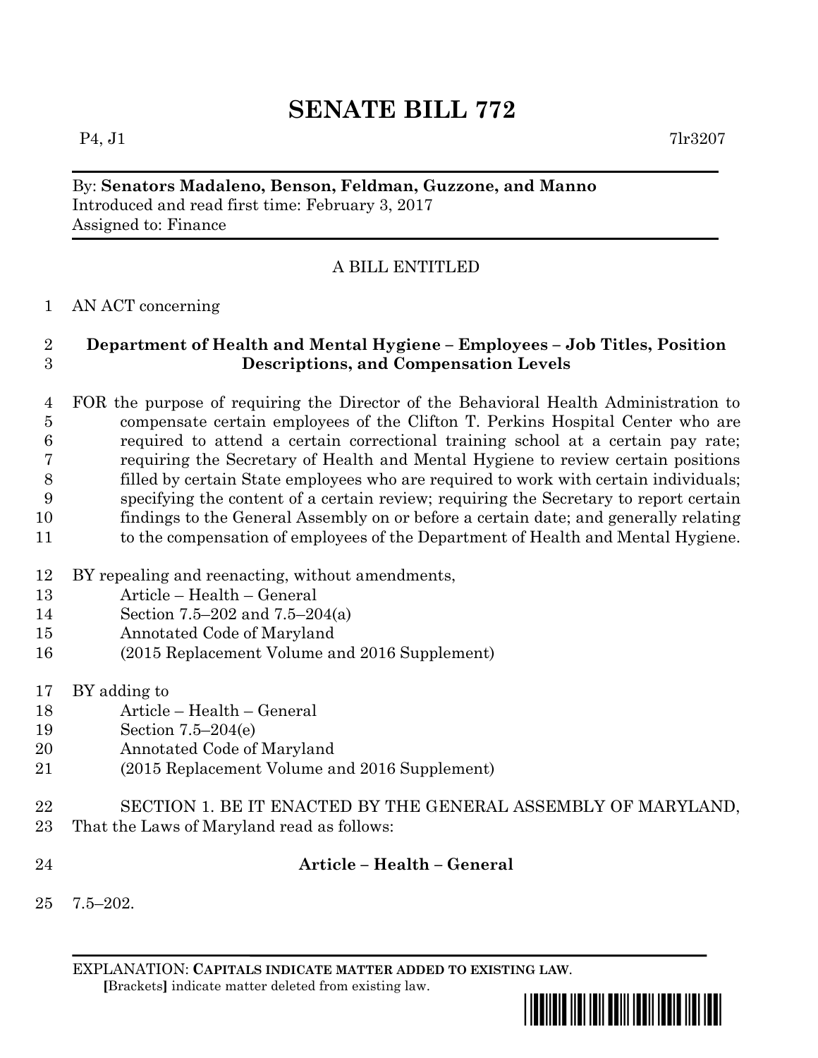# SENATE BILL 772

P4, J1 7lr3207

By: **Senators Madaleno, Benson, Feldman, Guzzone, and Manno**
Introduced and read first time: February 3, 2017
Assigned to: Finance

A BILL ENTITLED

1 AN ACT concerning

2 **Department of Health and Mental Hygiene – Employees – Job Titles, Position**
3 **Descriptions, and Compensation Levels**

4 FOR the purpose of requiring the Director of the Behavioral Health Administration to
5 compensate certain employees of the Clifton T. Perkins Hospital Center who are
6 required to attend a certain correctional training school at a certain pay rate;
7 requiring the Secretary of Health and Mental Hygiene to review certain positions
8 filled by certain State employees who are required to work with certain individuals;
9 specifying the content of a certain review; requiring the Secretary to report certain
10 findings to the General Assembly on or before a certain date; and generally relating
11 to the compensation of employees of the Department of Health and Mental Hygiene.

12 BY repealing and reenacting, without amendments,
13 Article – Health – General
14 Section 7.5–202 and 7.5–204(a)
15 Annotated Code of Maryland
16 (2015 Replacement Volume and 2016 Supplement)

17 BY adding to
18 Article – Health – General
19 Section 7.5–204(e)
20 Annotated Code of Maryland
21 (2015 Replacement Volume and 2016 Supplement)

22 SECTION 1. BE IT ENACTED BY THE GENERAL ASSEMBLY OF MARYLAND,
23 That the Laws of Maryland read as follows:

24 **Article – Health – General**

25 7.5–202.

EXPLANATION: **CAPITALS INDICATE MATTER ADDED TO EXISTING LAW.**
**[**Brackets**]** indicate matter deleted from existing law.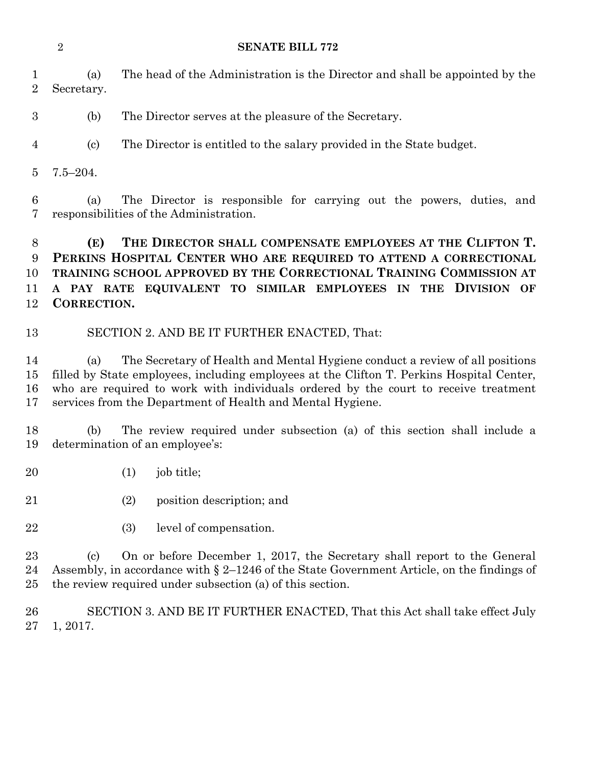(a) The head of the Administration is the Director and shall be appointed by the Secretary.

(b) The Director serves at the pleasure of the Secretary.

(c) The Director is entitled to the salary provided in the State budget.

7.5–204.

(a) The Director is responsible for carrying out the powers, duties, and responsibilities of the Administration.

**(E) THE DIRECTOR SHALL COMPENSATE EMPLOYEES AT THE CLIFTON T. PERKINS HOSPITAL CENTER WHO ARE REQUIRED TO ATTEND A CORRECTIONAL TRAINING SCHOOL APPROVED BY THE CORRECTIONAL TRAINING COMMISSION AT A PAY RATE EQUIVALENT TO SIMILAR EMPLOYEES IN THE DIVISION OF CORRECTION.**

SECTION 2. AND BE IT FURTHER ENACTED, That:

(a) The Secretary of Health and Mental Hygiene conduct a review of all positions filled by State employees, including employees at the Clifton T. Perkins Hospital Center, who are required to work with individuals ordered by the court to receive treatment services from the Department of Health and Mental Hygiene.

(b) The review required under subsection (a) of this section shall include a determination of an employee's:

(1) job title;

(2) position description; and

(3) level of compensation.

(c) On or before December 1, 2017, the Secretary shall report to the General Assembly, in accordance with § 2–1246 of the State Government Article, on the findings of the review required under subsection (a) of this section.

SECTION 3. AND BE IT FURTHER ENACTED, That this Act shall take effect July 1, 2017.